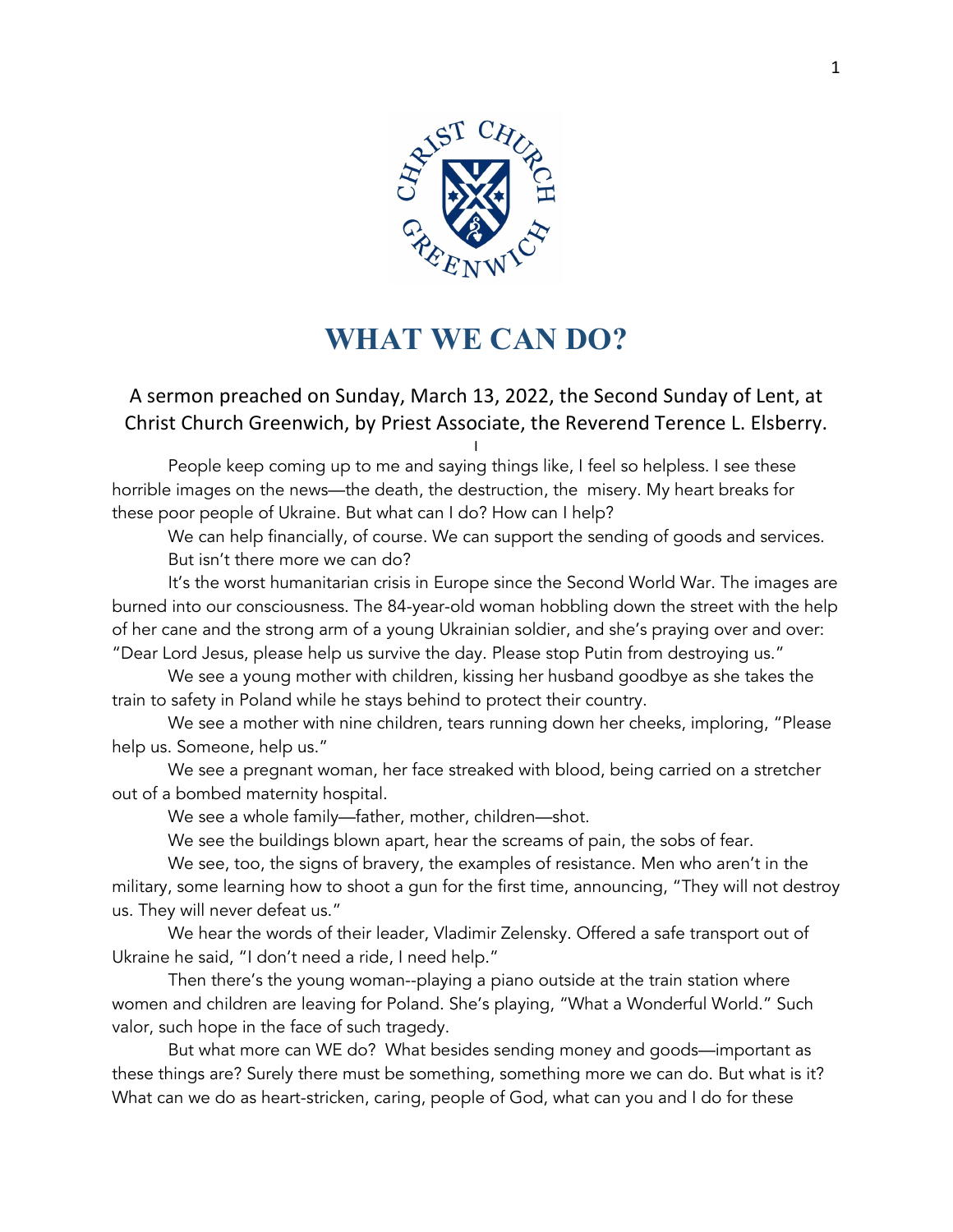# WHAT WE CAN DO?

A sermon preached on Sunday, March 13, 2022, the Second Sunday of Lent, at Christ Church Greenwich, by Priest Associate, the Reverend Terence L. Elsberry.

I

People keep coming up to me and saying things like, I feel so helpless. I see these horrible images on the news—the death, the destruction, the misery. My heart breaks for these poor people of Ukraine. But what can I do? How can I help?

We can help financially, of course. We can support the sending of goods and services. But isn't there more we can do?

It's the worst humanitarian crisis in Europe since the Second World War. The images are burned into our consciousness. The 84-year-old woman hobbling down the street with the help of her cane and the strong arm of a young Ukrainian soldier, and she's praying over and over: "Dear Lord Jesus, please help us survive the day. Please stop Putin from destroying us."

We see a young mother with children, kissing her husband goodbye as she takes the train to safety in Poland while he stays behind to protect their country.

We see a mother with nine children, tears running down her cheeks, imploring, "Please help us. Someone, help us."

We see a pregnant woman, her face streaked with blood, being carried on a stretcher out of a bombed maternity hospital.

We see a whole family—father, mother, children—shot.

We see the buildings blown apart, hear the screams of pain, the sobs of fear.

We see, too, the signs of bravery, the examples of resistance. Men who aren't in the military, some learning how to shoot a gun for the first time, announcing, "They will not destroy us. They will never defeat us."

We hear the words of their leader, Vladimir Zelensky. Offered a safe transport out of Ukraine he said, "I don't need a ride, I need help."

Then there's the young woman--playing a piano outside at the train station where women and children are leaving for Poland. She's playing, "What a Wonderful World." Such valor, such hope in the face of such tragedy.

But what more can WE do? What besides sending money and goods—important as these things are? Surely there must be something, something more we can do. But what is it? What can we do as heart-stricken, caring, people of God, what can you and I do for these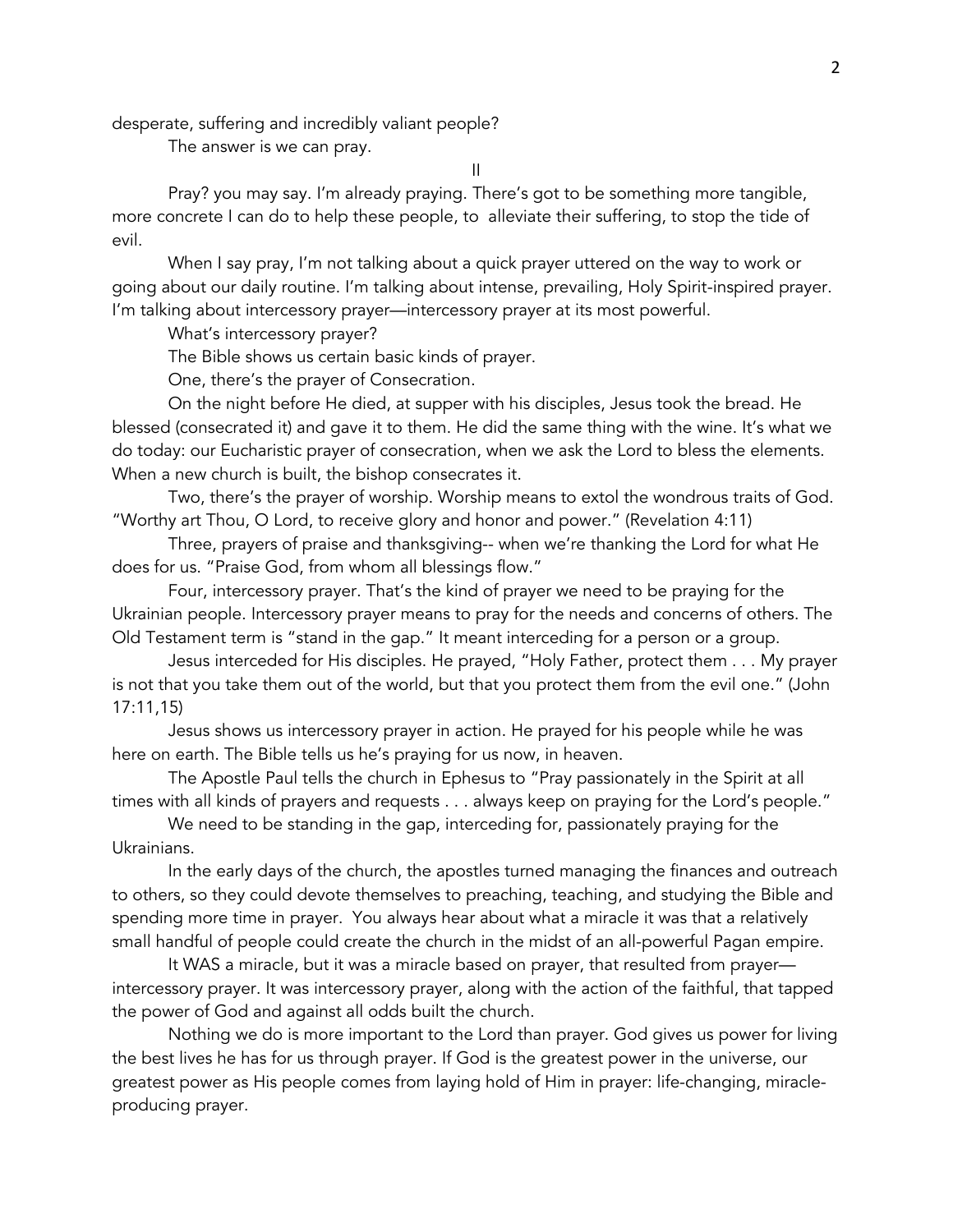desperate, suffering and incredibly valiant people?

The answer is we can pray.

II

Pray? you may say. I'm already praying. There's got to be something more tangible, more concrete I can do to help these people, to alleviate their suffering, to stop the tide of evil.

When I say pray, I'm not talking about a quick prayer uttered on the way to work or going about our daily routine. I'm talking about intense, prevailing, Holy Spirit-inspired prayer. I'm talking about intercessory prayer—intercessory prayer at its most powerful.

What's intercessory prayer?

The Bible shows us certain basic kinds of prayer.

One, there's the prayer of Consecration.

On the night before He died, at supper with his disciples, Jesus took the bread. He blessed (consecrated it) and gave it to them. He did the same thing with the wine. It's what we do today: our Eucharistic prayer of consecration, when we ask the Lord to bless the elements. When a new church is built, the bishop consecrates it.

Two, there's the prayer of worship. Worship means to extol the wondrous traits of God. "Worthy art Thou, O Lord, to receive glory and honor and power." (Revelation 4:11)

Three, prayers of praise and thanksgiving-- when we're thanking the Lord for what He does for us. "Praise God, from whom all blessings flow."

Four, intercessory prayer. That's the kind of prayer we need to be praying for the Ukrainian people. Intercessory prayer means to pray for the needs and concerns of others. The Old Testament term is "stand in the gap." It meant interceding for a person or a group.

Jesus interceded for His disciples. He prayed, "Holy Father, protect them . . . My prayer is not that you take them out of the world, but that you protect them from the evil one." (John 17:11,15)

Jesus shows us intercessory prayer in action. He prayed for his people while he was here on earth. The Bible tells us he's praying for us now, in heaven.

The Apostle Paul tells the church in Ephesus to "Pray passionately in the Spirit at all times with all kinds of prayers and requests . . . always keep on praying for the Lord's people."

We need to be standing in the gap, interceding for, passionately praying for the Ukrainians.

In the early days of the church, the apostles turned managing the finances and outreach to others, so they could devote themselves to preaching, teaching, and studying the Bible and spending more time in prayer. You always hear about what a miracle it was that a relatively small handful of people could create the church in the midst of an all-powerful Pagan empire.

It WAS a miracle, but it was a miracle based on prayer, that resulted from prayer—intercessory prayer. It was intercessory prayer, along with the action of the faithful, that tapped the power of God and against all odds built the church.

Nothing we do is more important to the Lord than prayer. God gives us power for living the best lives he has for us through prayer. If God is the greatest power in the universe, our greatest power as His people comes from laying hold of Him in prayer: life-changing, miracle-producing prayer.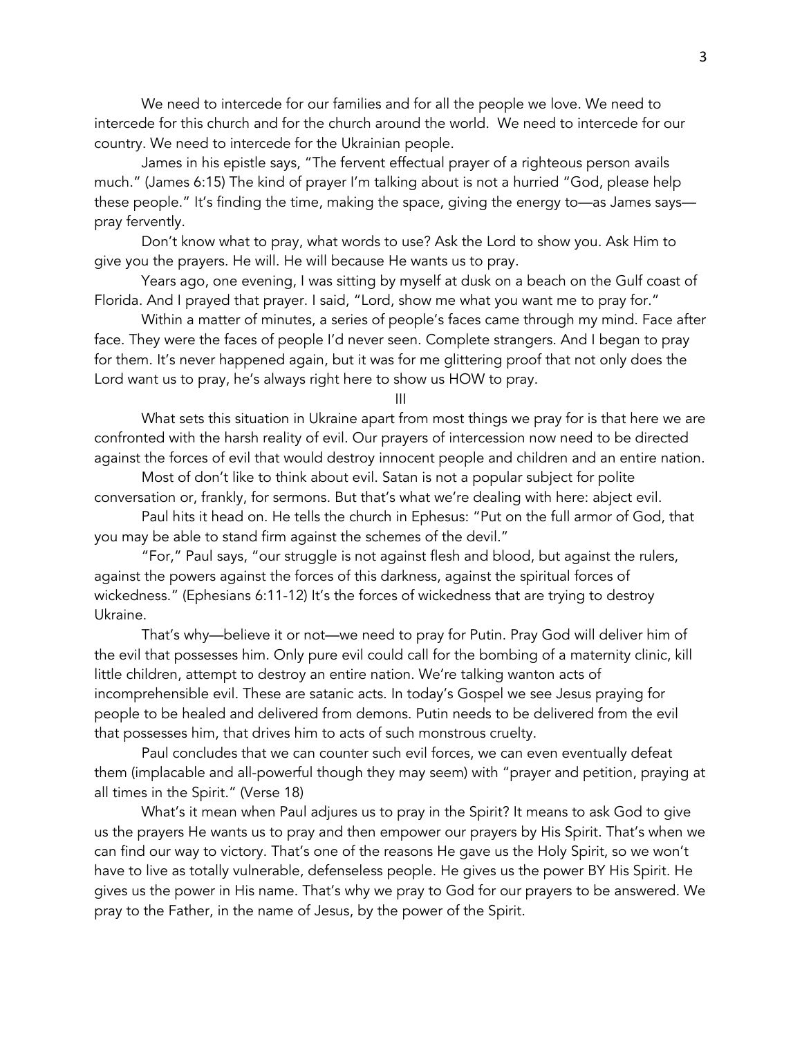We need to intercede for our families and for all the people we love. We need to intercede for this church and for the church around the world. We need to intercede for our country. We need to intercede for the Ukrainian people.

James in his epistle says, "The fervent effectual prayer of a righteous person avails much." (James 6:15) The kind of prayer I'm talking about is not a hurried "God, please help these people." It's finding the time, making the space, giving the energy to—as James says—pray fervently.

Don't know what to pray, what words to use? Ask the Lord to show you. Ask Him to give you the prayers. He will. He will because He wants us to pray.

Years ago, one evening, I was sitting by myself at dusk on a beach on the Gulf coast of Florida. And I prayed that prayer. I said, "Lord, show me what you want me to pray for."

Within a matter of minutes, a series of people's faces came through my mind. Face after face. They were the faces of people I'd never seen. Complete strangers. And I began to pray for them. It's never happened again, but it was for me glittering proof that not only does the Lord want us to pray, he's always right here to show us HOW to pray.

## III

What sets this situation in Ukraine apart from most things we pray for is that here we are confronted with the harsh reality of evil. Our prayers of intercession now need to be directed against the forces of evil that would destroy innocent people and children and an entire nation.

Most of don't like to think about evil. Satan is not a popular subject for polite conversation or, frankly, for sermons. But that's what we're dealing with here: abject evil.

Paul hits it head on. He tells the church in Ephesus: "Put on the full armor of God, that you may be able to stand firm against the schemes of the devil."

"For," Paul says, "our struggle is not against flesh and blood, but against the rulers, against the powers against the forces of this darkness, against the spiritual forces of wickedness." (Ephesians 6:11-12) It's the forces of wickedness that are trying to destroy Ukraine.

That's why—believe it or not—we need to pray for Putin. Pray God will deliver him of the evil that possesses him. Only pure evil could call for the bombing of a maternity clinic, kill little children, attempt to destroy an entire nation. We're talking wanton acts of incomprehensible evil. These are satanic acts. In today's Gospel we see Jesus praying for people to be healed and delivered from demons. Putin needs to be delivered from the evil that possesses him, that drives him to acts of such monstrous cruelty.

Paul concludes that we can counter such evil forces, we can even eventually defeat them (implacable and all-powerful though they may seem) with "prayer and petition, praying at all times in the Spirit." (Verse 18)

What's it mean when Paul adjures us to pray in the Spirit? It means to ask God to give us the prayers He wants us to pray and then empower our prayers by His Spirit. That's when we can find our way to victory. That's one of the reasons He gave us the Holy Spirit, so we won't have to live as totally vulnerable, defenseless people. He gives us the power BY His Spirit. He gives us the power in His name. That's why we pray to God for our prayers to be answered. We pray to the Father, in the name of Jesus, by the power of the Spirit.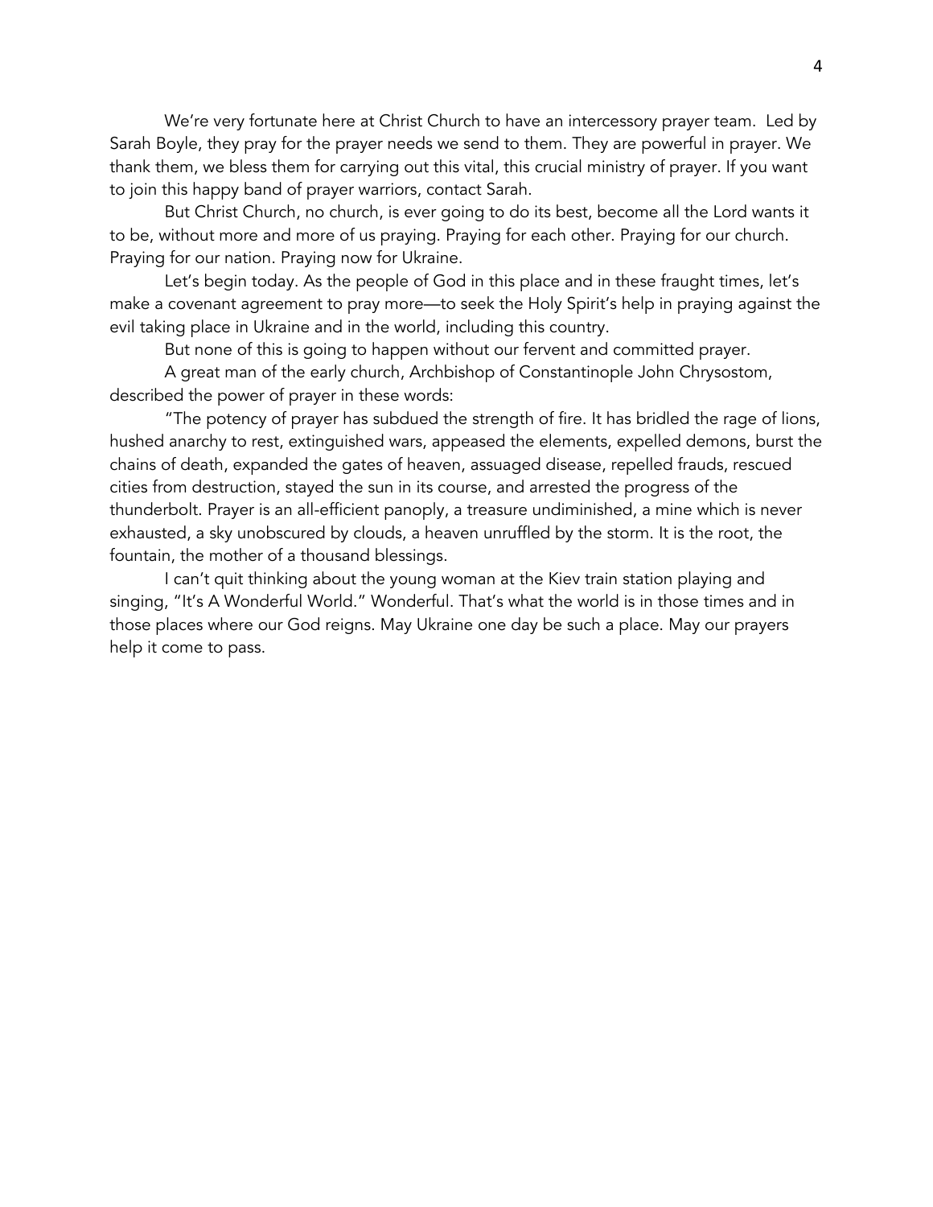We're very fortunate here at Christ Church to have an intercessory prayer team. Led by Sarah Boyle, they pray for the prayer needs we send to them. They are powerful in prayer. We thank them, we bless them for carrying out this vital, this crucial ministry of prayer. If you want to join this happy band of prayer warriors, contact Sarah.

But Christ Church, no church, is ever going to do its best, become all the Lord wants it to be, without more and more of us praying. Praying for each other. Praying for our church. Praying for our nation. Praying now for Ukraine.

Let's begin today. As the people of God in this place and in these fraught times, let's make a covenant agreement to pray more—to seek the Holy Spirit's help in praying against the evil taking place in Ukraine and in the world, including this country.

But none of this is going to happen without our fervent and committed prayer.

A great man of the early church, Archbishop of Constantinople John Chrysostom, described the power of prayer in these words:

"The potency of prayer has subdued the strength of fire. It has bridled the rage of lions, hushed anarchy to rest, extinguished wars, appeased the elements, expelled demons, burst the chains of death, expanded the gates of heaven, assuaged disease, repelled frauds, rescued cities from destruction, stayed the sun in its course, and arrested the progress of the thunderbolt. Prayer is an all-efficient panoply, a treasure undiminished, a mine which is never exhausted, a sky unobscured by clouds, a heaven unruffled by the storm. It is the root, the fountain, the mother of a thousand blessings.

I can't quit thinking about the young woman at the Kiev train station playing and singing, "It's A Wonderful World." Wonderful. That's what the world is in those times and in those places where our God reigns. May Ukraine one day be such a place. May our prayers help it come to pass.